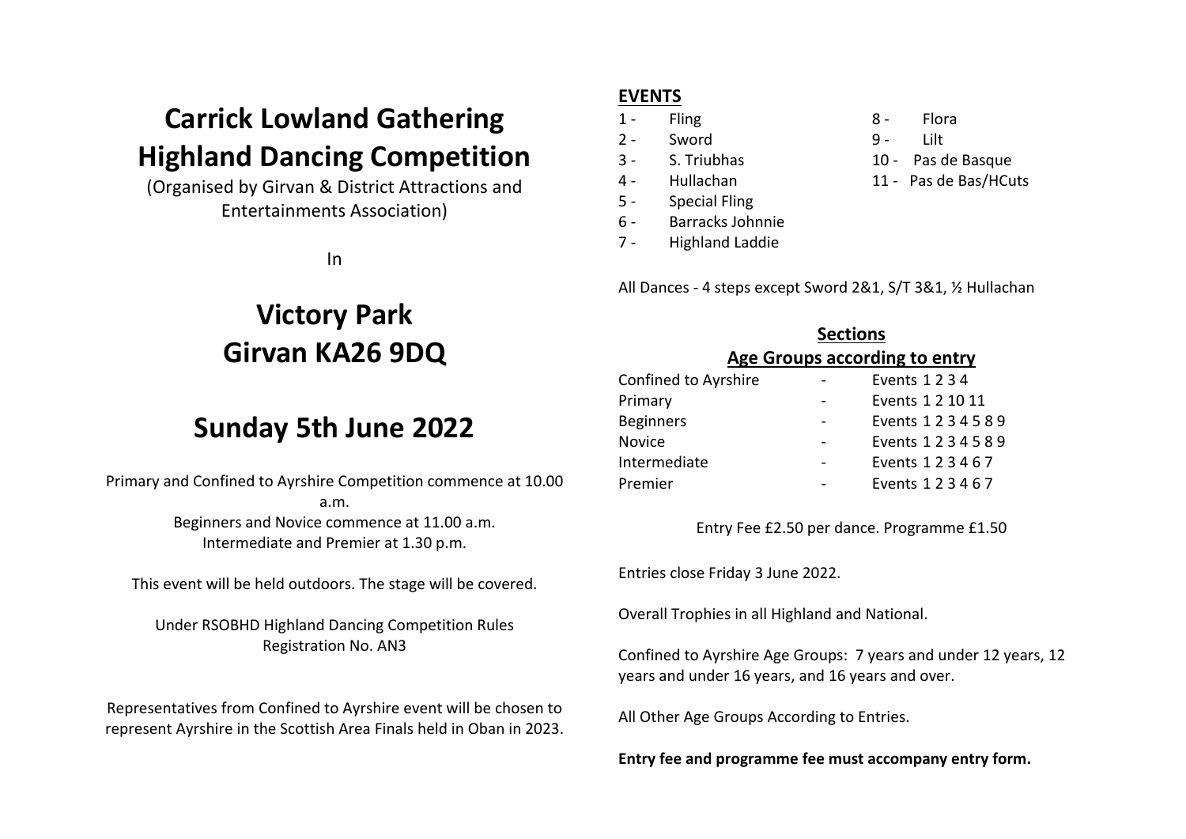# Carrick Lowland Gathering
# Highland Dancing Competition

(Organised by Girvan & District Attractions and Entertainments Association)

In

## Victory Park
## Girvan KA26 9DQ

## Sunday 5th June 2022

Primary and Confined to Ayrshire Competition commence at 10.00 a.m.
Beginners and Novice commence at 11.00 a.m.
Intermediate and Premier at 1.30 p.m.

This event will be held outdoors. The stage will be covered.

Under RSOBHD Highland Dancing Competition Rules
Registration No. AN3

Representatives from Confined to Ayrshire event will be chosen to represent Ayrshire in the Scottish Area Finals held in Oban in 2023.

**EVENTS**

1 - Fling
2 - Sword
3 - S. Triubhas
4 - Hullachan
5 - Special Fling
6 - Barracks Johnnie
7 - Highland Laddie
8 - Flora
9 - Lilt
10 - Pas de Basque
11 - Pas de Bas/HCuts

All Dances - 4 steps except Sword 2&1, S/T 3&1, ½ Hullachan

**Sections**
**Age Groups according to entry**

| Section | | Events |
|---|---|---|
| Confined to Ayrshire | - | Events 1 2 3 4 |
| Primary | - | Events 1 2 10 11 |
| Beginners | - | Events 1 2 3 4 5 8 9 |
| Novice | - | Events 1 2 3 4 5 8 9 |
| Intermediate | - | Events 1 2 3 4 6 7 |
| Premier | - | Events 1 2 3 4 6 7 |

Entry Fee £2.50 per dance. Programme £1.50

Entries close Friday 3 June 2022.

Overall Trophies in all Highland and National.

Confined to Ayrshire Age Groups: 7 years and under 12 years, 12 years and under 16 years, and 16 years and over.

All Other Age Groups According to Entries.

**Entry fee and programme fee must accompany entry form.**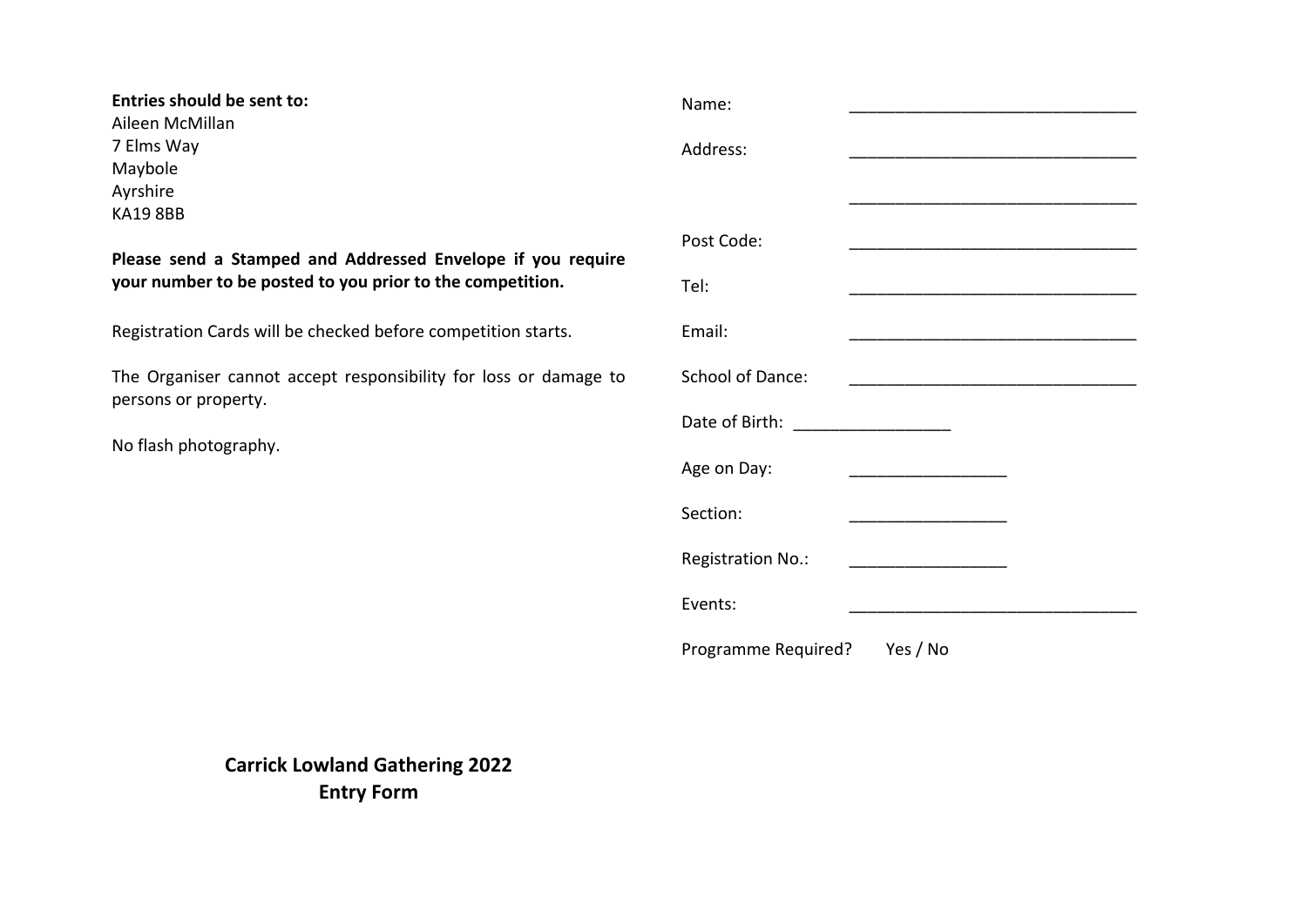**Entries should be sent to:**
Aileen McMillan
7 Elms Way
Maybole
Ayrshire
KA19 8BB

**Please send a Stamped and Addressed Envelope if you require your number to be posted to you prior to the competition.**

Registration Cards will be checked before competition starts.

The Organiser cannot accept responsibility for loss or damage to persons or property.

No flash photography.

Name: _______________________________

Address: _______________________________

_______________________________

Post Code: _______________________________

Tel: _______________________________

Email: _______________________________

School of Dance: _______________________________

Date of Birth: _________________

Age on Day: _________________

Section: _________________

Registration No.: _________________

Events: _______________________________

Programme Required? Yes / No

**Carrick Lowland Gathering 2022**
**Entry Form**